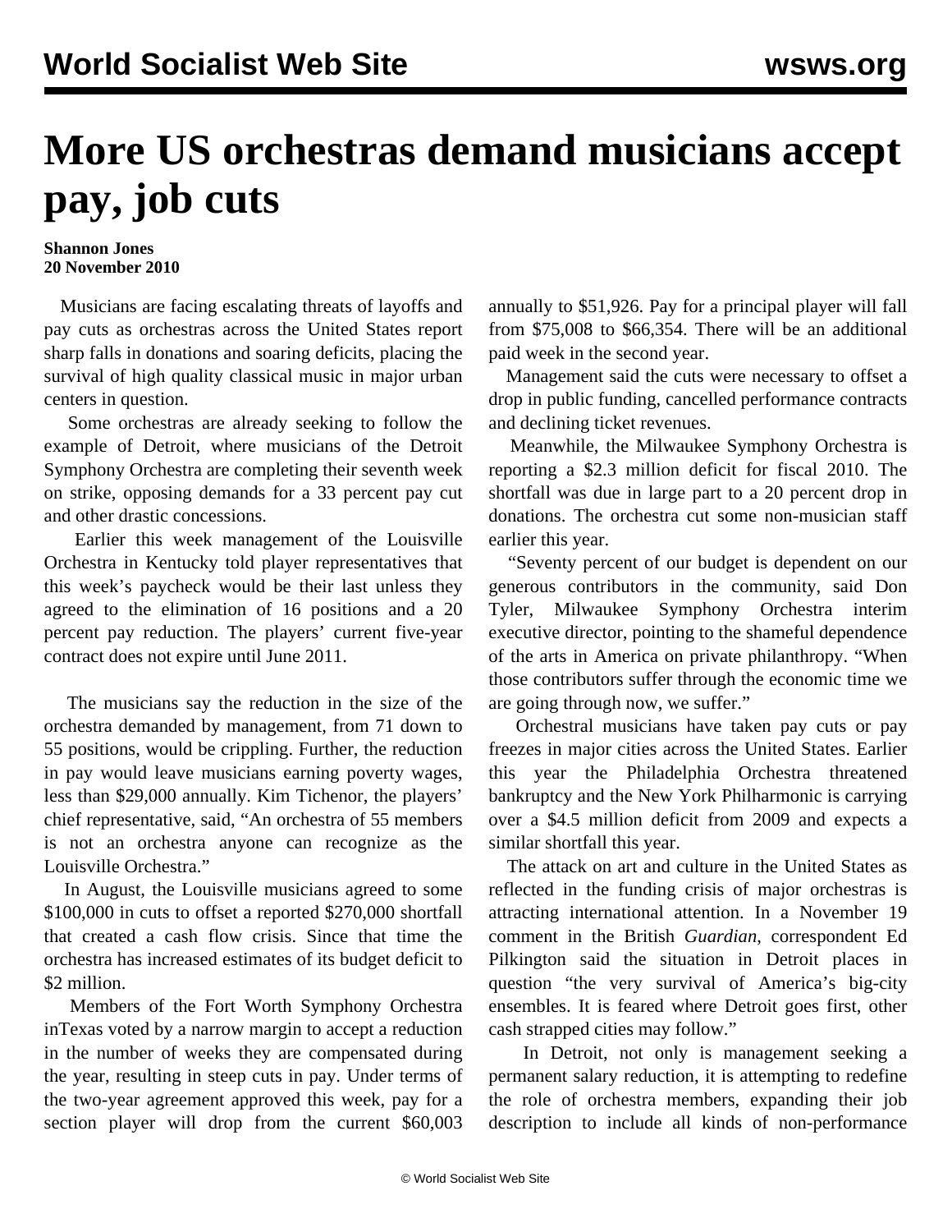# More US orchestras demand musicians accept pay, job cuts

**Shannon Jones**
**20 November 2010**

Musicians are facing escalating threats of layoffs and pay cuts as orchestras across the United States report sharp falls in donations and soaring deficits, placing the survival of high quality classical music in major urban centers in question.

Some orchestras are already seeking to follow the example of Detroit, where musicians of the Detroit Symphony Orchestra are completing their seventh week on strike, opposing demands for a 33 percent pay cut and other drastic concessions.

Earlier this week management of the Louisville Orchestra in Kentucky told player representatives that this week's paycheck would be their last unless they agreed to the elimination of 16 positions and a 20 percent pay reduction. The players' current five-year contract does not expire until June 2011.

The musicians say the reduction in the size of the orchestra demanded by management, from 71 down to 55 positions, would be crippling. Further, the reduction in pay would leave musicians earning poverty wages, less than $29,000 annually. Kim Tichenor, the players' chief representative, said, "An orchestra of 55 members is not an orchestra anyone can recognize as the Louisville Orchestra."

In August, the Louisville musicians agreed to some $100,000 in cuts to offset a reported $270,000 shortfall that created a cash flow crisis. Since that time the orchestra has increased estimates of its budget deficit to $2 million.

Members of the Fort Worth Symphony Orchestra inTexas voted by a narrow margin to accept a reduction in the number of weeks they are compensated during the year, resulting in steep cuts in pay. Under terms of the two-year agreement approved this week, pay for a section player will drop from the current $60,003 annually to $51,926. Pay for a principal player will fall from $75,008 to $66,354. There will be an additional paid week in the second year.

Management said the cuts were necessary to offset a drop in public funding, cancelled performance contracts and declining ticket revenues.

Meanwhile, the Milwaukee Symphony Orchestra is reporting a $2.3 million deficit for fiscal 2010. The shortfall was due in large part to a 20 percent drop in donations. The orchestra cut some non-musician staff earlier this year.

"Seventy percent of our budget is dependent on our generous contributors in the community, said Don Tyler, Milwaukee Symphony Orchestra interim executive director, pointing to the shameful dependence of the arts in America on private philanthropy. "When those contributors suffer through the economic time we are going through now, we suffer."

Orchestral musicians have taken pay cuts or pay freezes in major cities across the United States. Earlier this year the Philadelphia Orchestra threatened bankruptcy and the New York Philharmonic is carrying over a $4.5 million deficit from 2009 and expects a similar shortfall this year.

The attack on art and culture in the United States as reflected in the funding crisis of major orchestras is attracting international attention. In a November 19 comment in the British *Guardian*, correspondent Ed Pilkington said the situation in Detroit places in question "the very survival of America's big-city ensembles. It is feared where Detroit goes first, other cash strapped cities may follow."

In Detroit, not only is management seeking a permanent salary reduction, it is attempting to redefine the role of orchestra members, expanding their job description to include all kinds of non-performance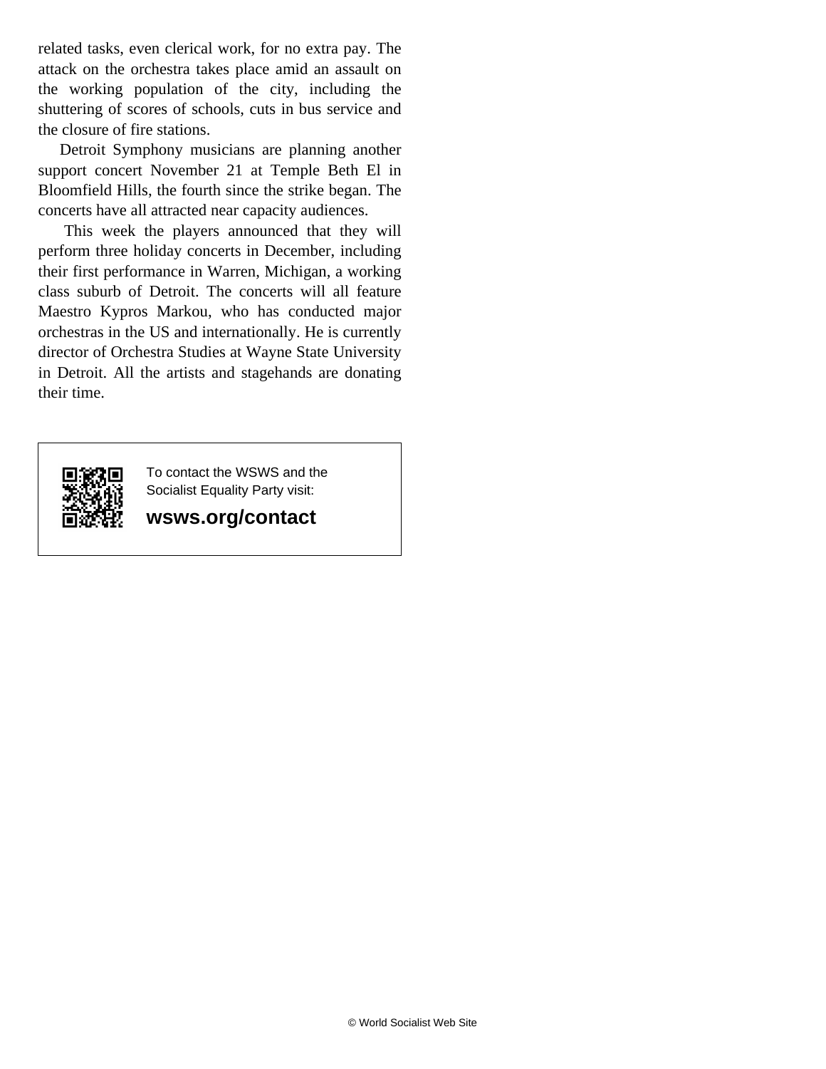related tasks, even clerical work, for no extra pay. The attack on the orchestra takes place amid an assault on the working population of the city, including the shuttering of scores of schools, cuts in bus service and the closure of fire stations.

Detroit Symphony musicians are planning another support concert November 21 at Temple Beth El in Bloomfield Hills, the fourth since the strike began. The concerts have all attracted near capacity audiences.

This week the players announced that they will perform three holiday concerts in December, including their first performance in Warren, Michigan, a working class suburb of Detroit. The concerts will all feature Maestro Kypros Markou, who has conducted major orchestras in the US and internationally. He is currently director of Orchestra Studies at Wayne State University in Detroit. All the artists and stagehands are donating their time.

To contact the WSWS and the Socialist Equality Party visit:

**wsws.org/contact**